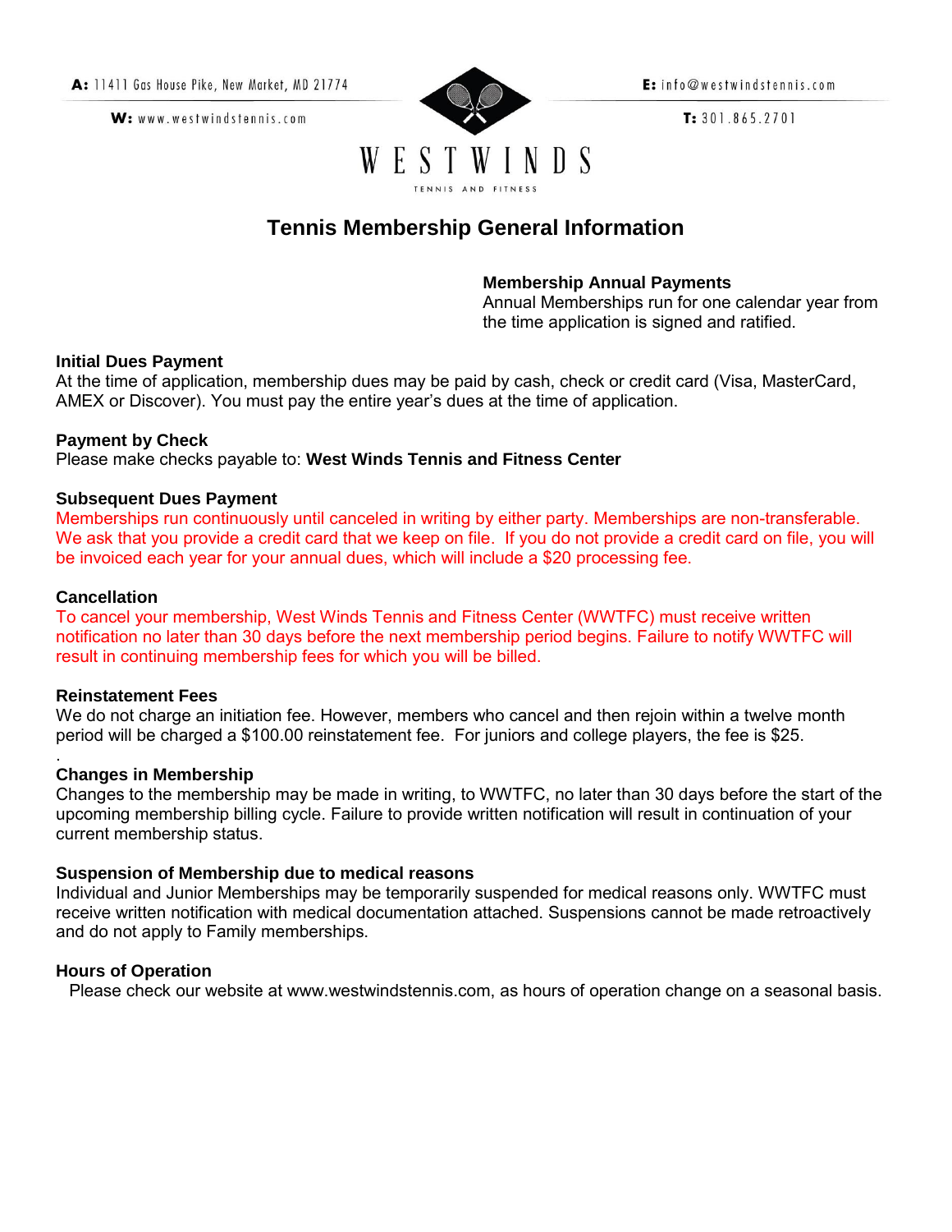A: 11411 Gas House Pike, New Market, MD 21774

W: www.westwindstennis.com

E: info@westwindstennis.com

T: 301.865.2701

WESTWINDS

TENNIS AND FITNESS

# Tennis Membership General Information

**Membership Annual Payments**
Annual Memberships run for one calendar year from the time application is signed and ratified.

**Initial Dues Payment**
At the time of application, membership dues may be paid by cash, check or credit card (Visa, MasterCard, AMEX or Discover). You must pay the entire year's dues at the time of application.

**Payment by Check**
Please make checks payable to: **West Winds Tennis and Fitness Center**

**Subsequent Dues Payment**
Memberships run continuously until canceled in writing by either party. Memberships are non-transferable. We ask that you provide a credit card that we keep on file. If you do not provide a credit card on file, you will be invoiced each year for your annual dues, which will include a $20 processing fee.

**Cancellation**
To cancel your membership, West Winds Tennis and Fitness Center (WWTFC) must receive written notification no later than 30 days before the next membership period begins. Failure to notify WWTFC will result in continuing membership fees for which you will be billed.

**Reinstatement Fees**
We do not charge an initiation fee. However, members who cancel and then rejoin within a twelve month period will be charged a $100.00 reinstatement fee. For juniors and college players, the fee is $25.

**Changes in Membership**
Changes to the membership may be made in writing, to WWTFC, no later than 30 days before the start of the upcoming membership billing cycle. Failure to provide written notification will result in continuation of your current membership status.

**Suspension of Membership due to medical reasons**
Individual and Junior Memberships may be temporarily suspended for medical reasons only. WWTFC must receive written notification with medical documentation attached. Suspensions cannot be made retroactively and do not apply to Family memberships.

**Hours of Operation**
Please check our website at www.westwindstennis.com, as hours of operation change on a seasonal basis.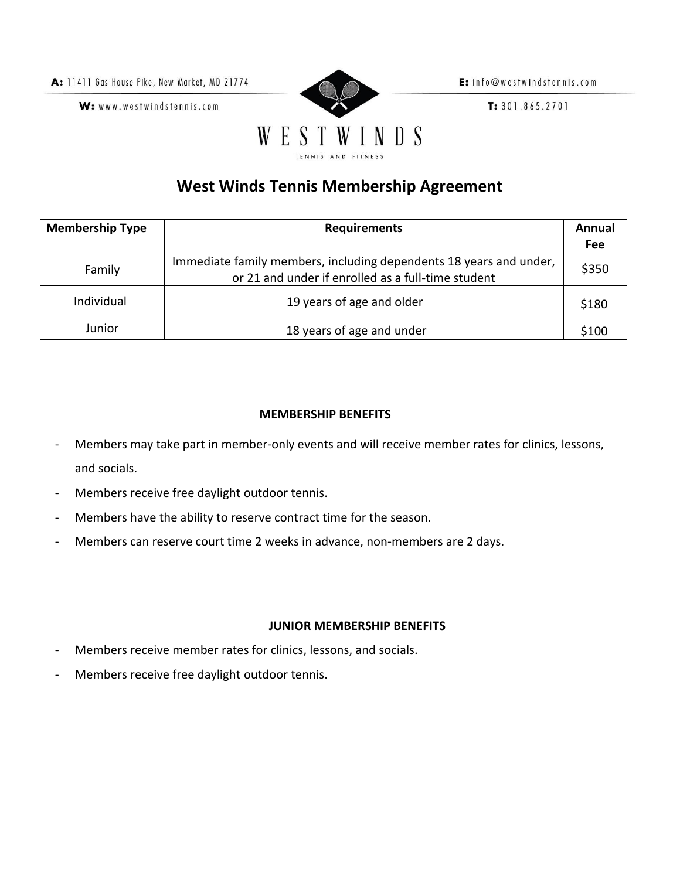A: 11411 Gas House Pike, New Market, MD 21774

W: www.westwindstennis.com

E: info@westwindstennis.com

T: 301.865.2701

WESTWINDS

TENNIS AND FITNESS

# West Winds Tennis Membership Agreement

| Membership Type | Requirements | Annual Fee |
|---|---|---|
| Family | Immediate family members, including dependents 18 years and under, or 21 and under if enrolled as a full-time student | $350 |
| Individual | 19 years of age and older | $180 |
| Junior | 18 years of age and under | $100 |

**MEMBERSHIP BENEFITS**

- Members may take part in member-only events and will receive member rates for clinics, lessons, and socials.
- Members receive free daylight outdoor tennis.
- Members have the ability to reserve contract time for the season.
- Members can reserve court time 2 weeks in advance, non-members are 2 days.

**JUNIOR MEMBERSHIP BENEFITS**

- Members receive member rates for clinics, lessons, and socials.
- Members receive free daylight outdoor tennis.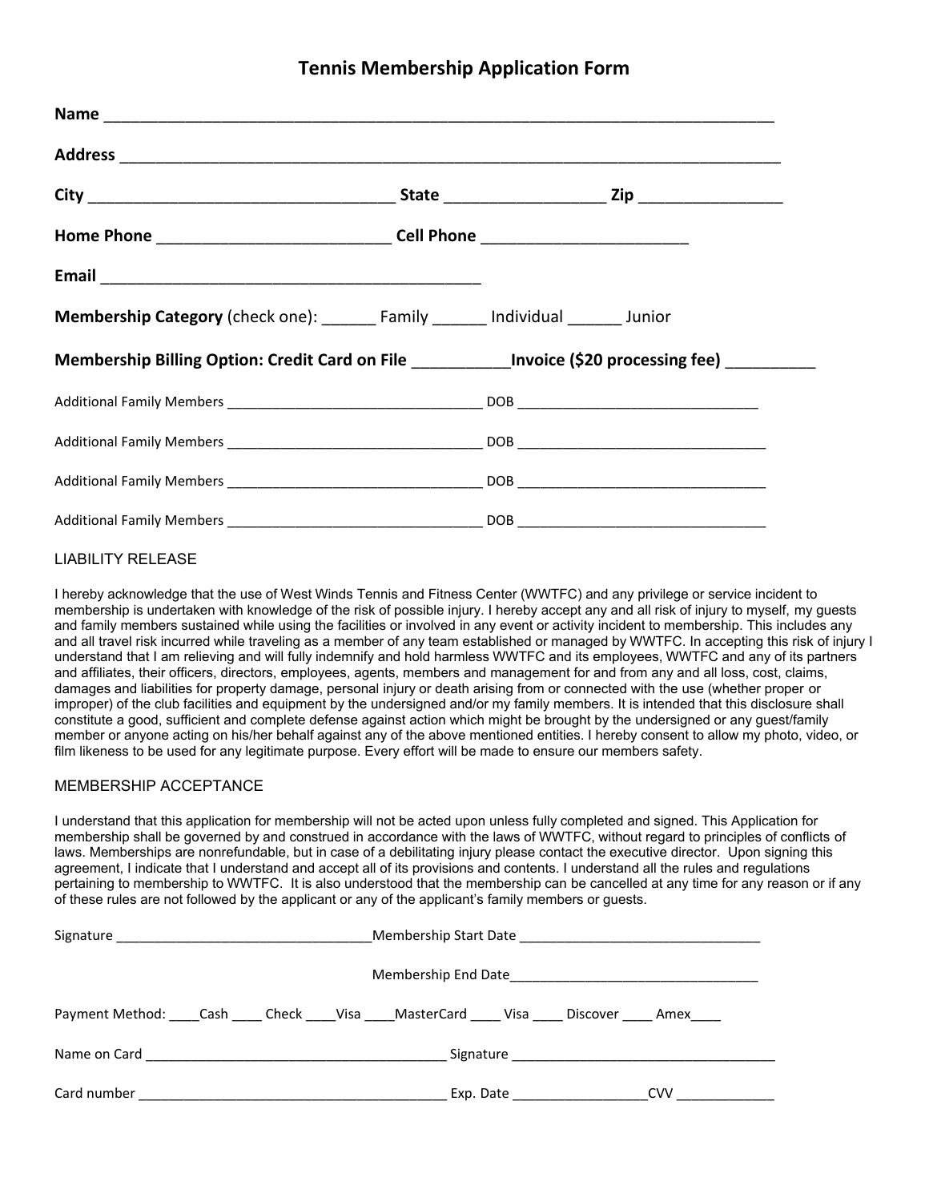# Tennis Membership Application Form

**Name** ______________________________________________________________________________

**Address** ____________________________________________________________________________

**City** __________________________________ **State** _________________ **Zip** _______________

**Home Phone** _________________________ **Cell Phone** ______________________

**Email** __________________________________________

**Membership Category** (check one): ______ Family ______ Individual ______ Junior

**Membership Billing Option: Credit Card on File** ___________**Invoice ($20 processing fee)** __________

Additional Family Members _________________________________ DOB _______________________________

Additional Family Members _________________________________ DOB _________________________________

Additional Family Members _________________________________ DOB _________________________________

Additional Family Members _________________________________ DOB _________________________________

LIABILITY RELEASE

I hereby acknowledge that the use of West Winds Tennis and Fitness Center (WWTFC) and any privilege or service incident to membership is undertaken with knowledge of the risk of possible injury. I hereby accept any and all risk of injury to myself, my guests and family members sustained while using the facilities or involved in any event or activity incident to membership. This includes any and all travel risk incurred while traveling as a member of any team established or managed by WWTFC. In accepting this risk of injury I understand that I am relieving and will fully indemnify and hold harmless WWTFC and its employees, WWTFC and any of its partners and affiliates, their officers, directors, employees, agents, members and management for and from any and all loss, cost, claims, damages and liabilities for property damage, personal injury or death arising from or connected with the use (whether proper or improper) of the club facilities and equipment by the undersigned and/or my family members. It is intended that this disclosure shall constitute a good, sufficient and complete defense against action which might be brought by the undersigned or any guest/family member or anyone acting on his/her behalf against any of the above mentioned entities. I hereby consent to allow my photo, video, or film likeness to be used for any legitimate purpose. Every effort will be made to ensure our members safety.

MEMBERSHIP ACCEPTANCE

I understand that this application for membership will not be acted upon unless fully completed and signed. This Application for membership shall be governed by and construed in accordance with the laws of WWTFC, without regard to principles of conflicts of laws. Memberships are nonrefundable, but in case of a debilitating injury please contact the executive director. Upon signing this agreement, I indicate that I understand and accept all of its provisions and contents. I understand all the rules and regulations pertaining to membership to WWTFC. It is also understood that the membership can be cancelled at any time for any reason or if any of these rules are not followed by the applicant or any of the applicant's family members or guests.

Signature _________________________________Membership Start Date ________________________________

Membership End Date_________________________________

Payment Method: ____Cash ____ Check ____Visa ____MasterCard ____ Visa ____ Discover ____ Amex____

Name on Card ________________________________________ Signature __________________________________

Card number _________________________________________ Exp. Date _________________CVV _____________